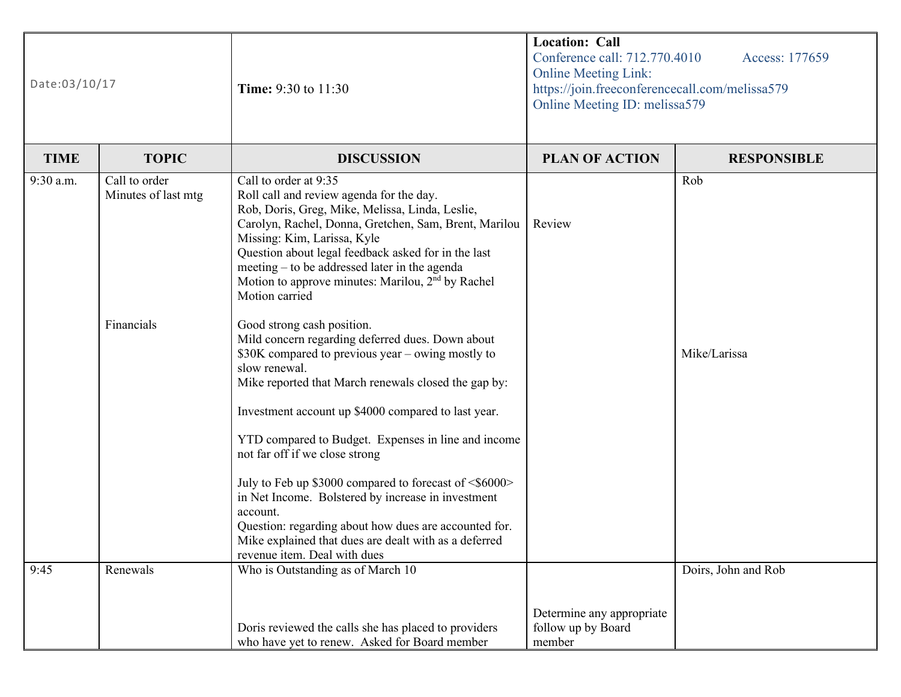| Date:03/10/17 | | **Time:** 9:30 to 11:30 | **Location: Call**<br>Conference call: 712.770.4010 Access: 177659<br>Online Meeting Link:<br>https://join.freeconferencecall.com/melissa579<br>Online Meeting ID: melissa579 | |
|---|---|---|---|---|
| **TIME** | **TOPIC** | **DISCUSSION** | **PLAN OF ACTION** | **RESPONSIBLE** |
| 9:30 a.m. | Call to order<br>Minutes of last mtg<br><br><br><br><br><br><br><br>Financials | Call to order at 9:35<br>Roll call and review agenda for the day.<br>Rob, Doris, Greg, Mike, Melissa, Linda, Leslie, Carolyn, Rachel, Donna, Gretchen, Sam, Brent, Marilou<br>Missing: Kim, Larissa, Kyle<br>Question about legal feedback asked for in the last meeting – to be addressed later in the agenda<br>Motion to approve minutes: Marilou, 2nd by Rachel<br>Motion carried<br><br>Good strong cash position.<br>Mild concern regarding deferred dues. Down about $30K compared to previous year – owing mostly to slow renewal.<br>Mike reported that March renewals closed the gap by:<br><br>Investment account up $4000 compared to last year.<br><br>YTD compared to Budget. Expenses in line and income not far off if we close strong<br><br>July to Feb up $3000 compared to forecast of <$6000> in Net Income. Bolstered by increase in investment account.<br>Question: regarding about how dues are accounted for. Mike explained that dues are dealt with as a deferred revenue item. Deal with dues | <br><br><br>Review | Rob<br><br><br><br><br><br><br><br><br><br><br><br>Mike/Larissa |
| 9:45 | Renewals | Who is Outstanding as of March 10<br><br><br><br>Doris reviewed the calls she has placed to providers who have yet to renew. Asked for Board member | <br><br><br>Determine any appropriate follow up by Board member | Doirs, John and Rob |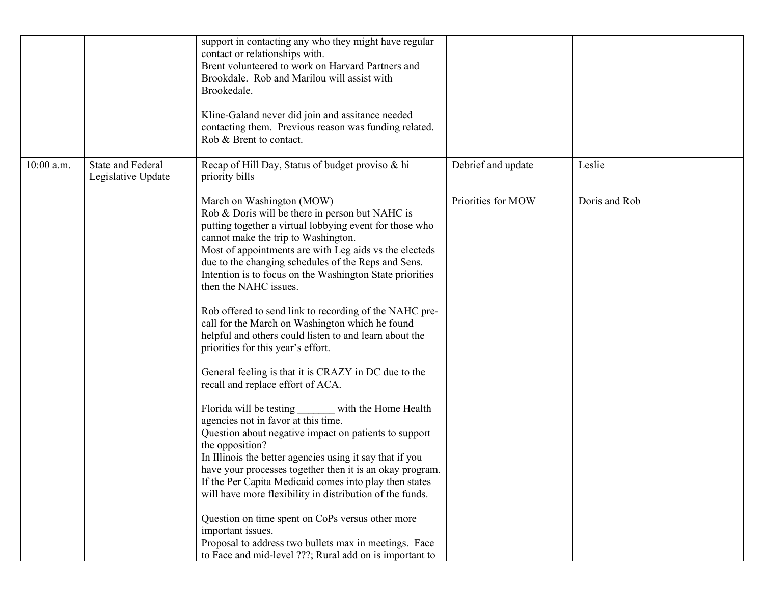| | | | | |
|---|---|---|---|---|
| | | support in contacting any who they might have regular contact or relationships with.<br>Brent volunteered to work on Harvard Partners and Brookdale. Rob and Marilou will assist with Brookedale.<br><br>Kline-Galand never did join and assitance needed contacting them. Previous reason was funding related. Rob & Brent to contact. | | |
| 10:00 a.m. | State and Federal Legislative Update | Recap of Hill Day, Status of budget proviso & hi priority bills<br><br>March on Washington (MOW)<br>Rob & Doris will be there in person but NAHC is putting together a virtual lobbying event for those who cannot make the trip to Washington.<br>Most of appointments are with Leg aids vs the electeds due to the changing schedules of the Reps and Sens. Intention is to focus on the Washington State priorities then the NAHC issues.<br><br>Rob offered to send link to recording of the NAHC pre-call for the March on Washington which he found helpful and others could listen to and learn about the priorities for this year's effort.<br><br>General feeling is that it is CRAZY in DC due to the recall and replace effort of ACA.<br><br>Florida will be testing _______ with the Home Health agencies not in favor at this time.<br>Question about negative impact on patients to support the opposition?<br>In Illinois the better agencies using it say that if you have your processes together then it is an okay program.<br>If the Per Capita Medicaid comes into play then states will have more flexibility in distribution of the funds.<br><br>Question on time spent on CoPs versus other more important issues.<br>Proposal to address two bullets max in meetings. Face to Face and mid-level ???; Rural add on is important to | Debrief and update<br><br>Priorities for MOW | Leslie<br><br>Doris and Rob |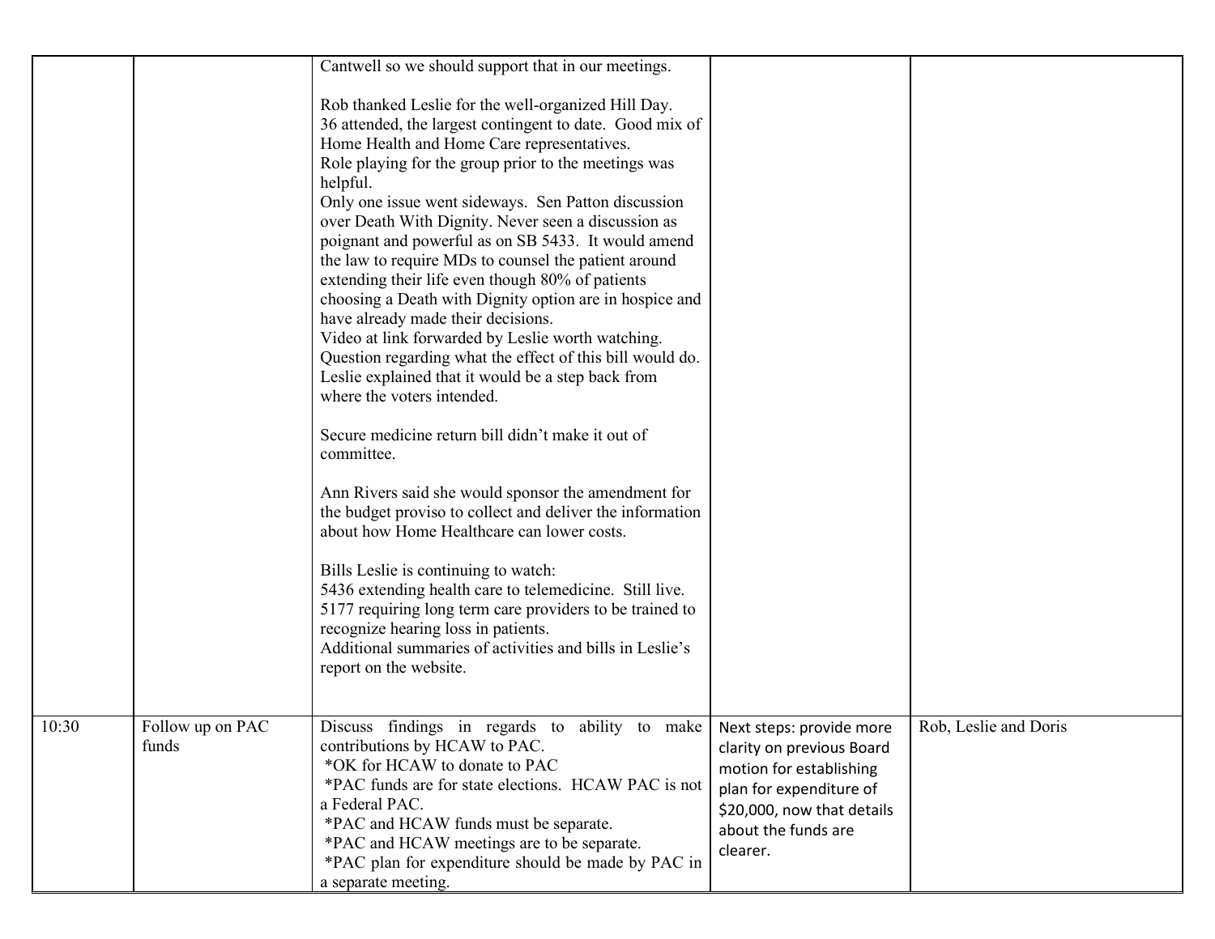| | | | | |
|---|---|---|---|---|
| | | Cantwell so we should support that in our meetings.<br><br>Rob thanked Leslie for the well-organized Hill Day. 36 attended, the largest contingent to date. Good mix of Home Health and Home Care representatives.<br>Role playing for the group prior to the meetings was helpful.<br>Only one issue went sideways. Sen Patton discussion over Death With Dignity. Never seen a discussion as poignant and powerful as on SB 5433. It would amend the law to require MDs to counsel the patient around extending their life even though 80% of patients choosing a Death with Dignity option are in hospice and have already made their decisions.<br>Video at link forwarded by Leslie worth watching.<br>Question regarding what the effect of this bill would do. Leslie explained that it would be a step back from where the voters intended.<br><br>Secure medicine return bill didn't make it out of committee.<br><br>Ann Rivers said she would sponsor the amendment for the budget proviso to collect and deliver the information about how Home Healthcare can lower costs.<br><br>Bills Leslie is continuing to watch:<br>5436 extending health care to telemedicine. Still live.<br>5177 requiring long term care providers to be trained to recognize hearing loss in patients.<br>Additional summaries of activities and bills in Leslie's report on the website. | | |
| 10:30 | Follow up on PAC funds | Discuss findings in regards to ability to make contributions by HCAW to PAC.<br>*OK for HCAW to donate to PAC<br>*PAC funds are for state elections. HCAW PAC is not a Federal PAC.<br>*PAC and HCAW funds must be separate.<br>*PAC and HCAW meetings are to be separate.<br>*PAC plan for expenditure should be made by PAC in a separate meeting. | Next steps: provide more clarity on previous Board motion for establishing plan for expenditure of $20,000, now that details about the funds are clearer. | Rob, Leslie and Doris |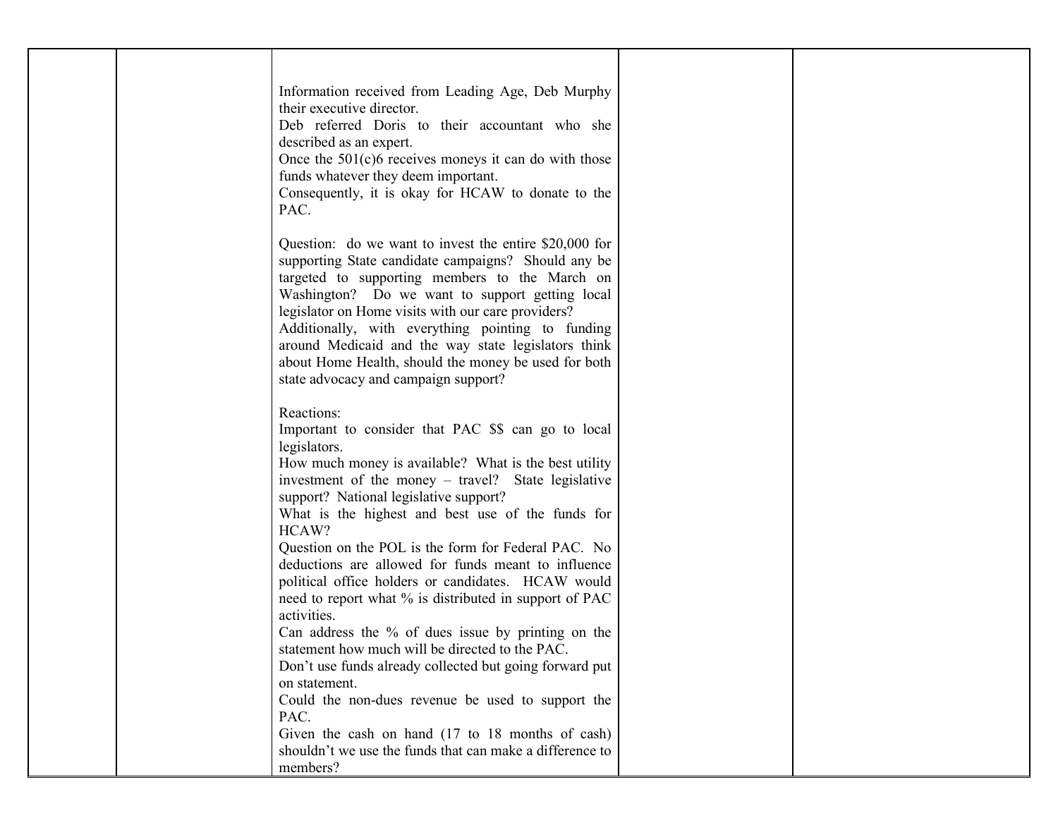|  |  | Information received from Leading Age, Deb Murphy their executive director.<br>Deb referred Doris to their accountant who she described as an expert.<br>Once the 501(c)6 receives moneys it can do with those funds whatever they deem important.<br>Consequently, it is okay for HCAW to donate to the PAC.<br><br>Question: do we want to invest the entire $20,000 for supporting State candidate campaigns? Should any be targeted to supporting members to the March on Washington? Do we want to support getting local legislator on Home visits with our care providers?<br>Additionally, with everything pointing to funding around Medicaid and the way state legislators think about Home Health, should the money be used for both state advocacy and campaign support?<br><br>Reactions:<br>Important to consider that PAC $$ can go to local legislators.<br>How much money is available? What is the best utility investment of the money – travel? State legislative support? National legislative support?<br>What is the highest and best use of the funds for HCAW?<br>Question on the POL is the form for Federal PAC. No deductions are allowed for funds meant to influence political office holders or candidates. HCAW would need to report what % is distributed in support of PAC activities.<br>Can address the % of dues issue by printing on the statement how much will be directed to the PAC.<br>Don't use funds already collected but going forward put on statement.<br>Could the non-dues revenue be used to support the PAC.<br>Given the cash on hand (17 to 18 months of cash) shouldn't we use the funds that can make a difference to members? |  |  |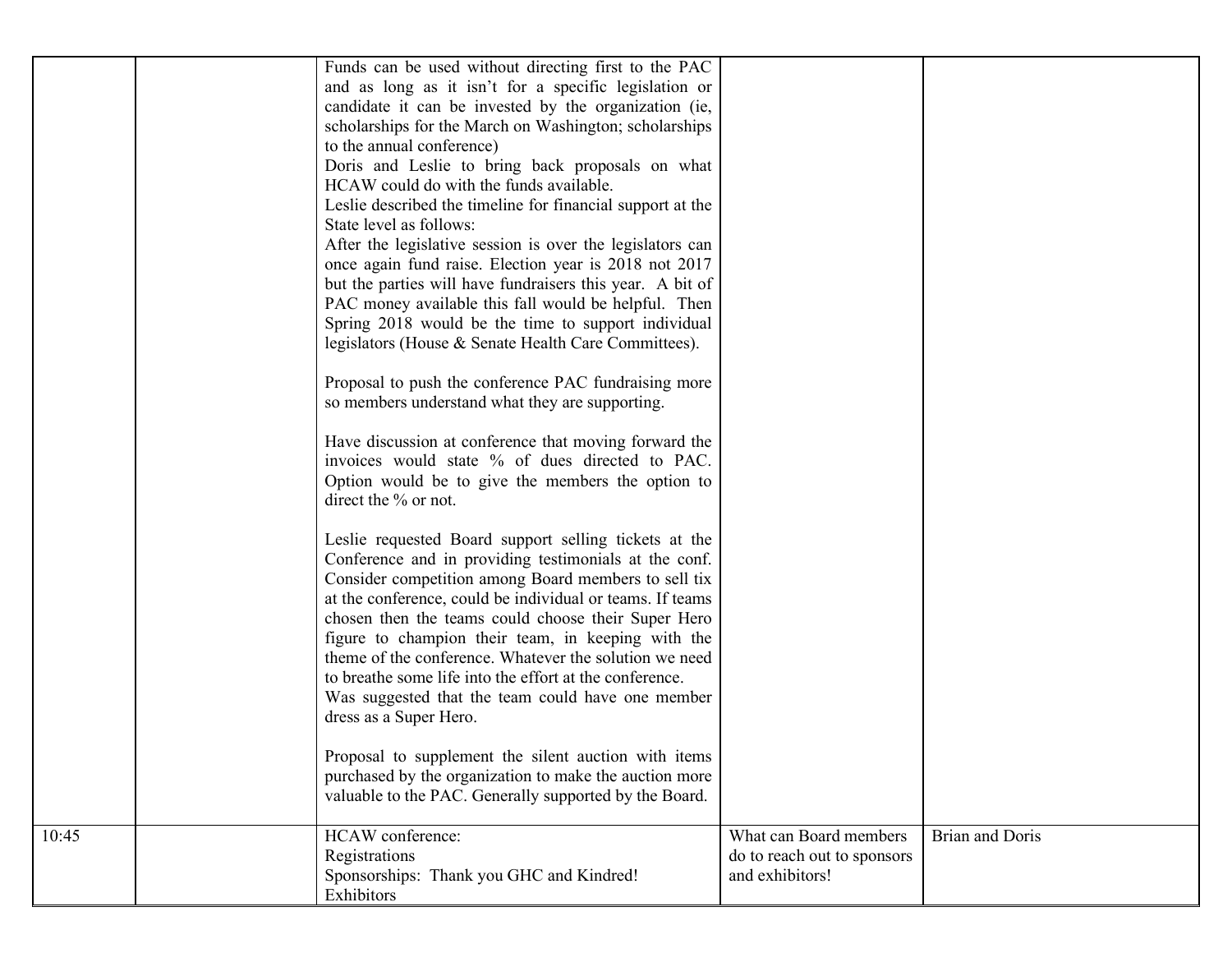| | | | | |
|---|---|---|---|---|
| | | Funds can be used without directing first to the PAC and as long as it isn't for a specific legislation or candidate it can be invested by the organization (ie, scholarships for the March on Washington; scholarships to the annual conference)<br>Doris and Leslie to bring back proposals on what HCAW could do with the funds available.<br>Leslie described the timeline for financial support at the State level as follows:<br>After the legislative session is over the legislators can once again fund raise. Election year is 2018 not 2017 but the parties will have fundraisers this year. A bit of PAC money available this fall would be helpful. Then Spring 2018 would be the time to support individual legislators (House & Senate Health Care Committees).<br><br>Proposal to push the conference PAC fundraising more so members understand what they are supporting.<br><br>Have discussion at conference that moving forward the invoices would state % of dues directed to PAC. Option would be to give the members the option to direct the % or not.<br><br>Leslie requested Board support selling tickets at the Conference and in providing testimonials at the conf. Consider competition among Board members to sell tix at the conference, could be individual or teams. If teams chosen then the teams could choose their Super Hero figure to champion their team, in keeping with the theme of the conference. Whatever the solution we need to breathe some life into the effort at the conference.<br>Was suggested that the team could have one member dress as a Super Hero.<br><br>Proposal to supplement the silent auction with items purchased by the organization to make the auction more valuable to the PAC. Generally supported by the Board. | | |
| 10:45 | | HCAW conference:<br>Registrations<br>Sponsorships: Thank you GHC and Kindred!<br>Exhibitors | What can Board members do to reach out to sponsors and exhibitors! | Brian and Doris |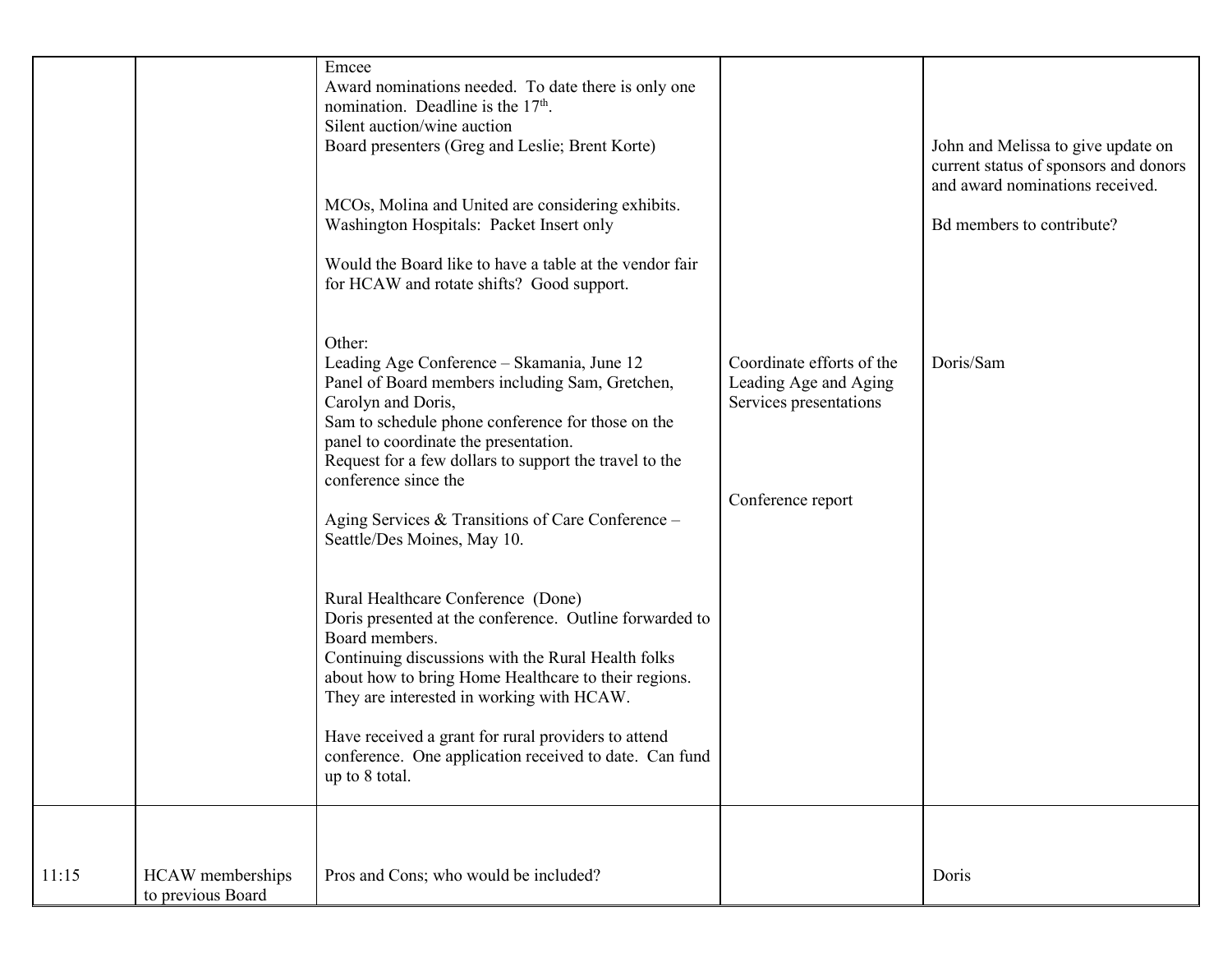| | | | | |
|---|---|---|---|---|
| | | Emcee<br>Award nominations needed. To date there is only one nomination. Deadline is the 17th.<br>Silent auction/wine auction<br>Board presenters (Greg and Leslie; Brent Korte)<br><br>MCOs, Molina and United are considering exhibits.<br>Washington Hospitals: Packet Insert only<br><br>Would the Board like to have a table at the vendor fair for HCAW and rotate shifts? Good support. | | John and Melissa to give update on current status of sponsors and donors and award nominations received.<br><br>Bd members to contribute? |
| | | Other:<br>Leading Age Conference – Skamania, June 12<br>Panel of Board members including Sam, Gretchen, Carolyn and Doris,<br>Sam to schedule phone conference for those on the panel to coordinate the presentation.<br>Request for a few dollars to support the travel to the conference since the<br><br>Aging Services & Transitions of Care Conference – Seattle/Des Moines, May 10.<br><br>Rural Healthcare Conference (Done)<br>Doris presented at the conference. Outline forwarded to Board members.<br>Continuing discussions with the Rural Health folks about how to bring Home Healthcare to their regions. They are interested in working with HCAW.<br><br>Have received a grant for rural providers to attend conference. One application received to date. Can fund up to 8 total. | Coordinate efforts of the Leading Age and Aging Services presentations<br><br>Conference report | Doris/Sam |
| 11:15 | HCAW memberships to previous Board | Pros and Cons; who would be included? | | Doris |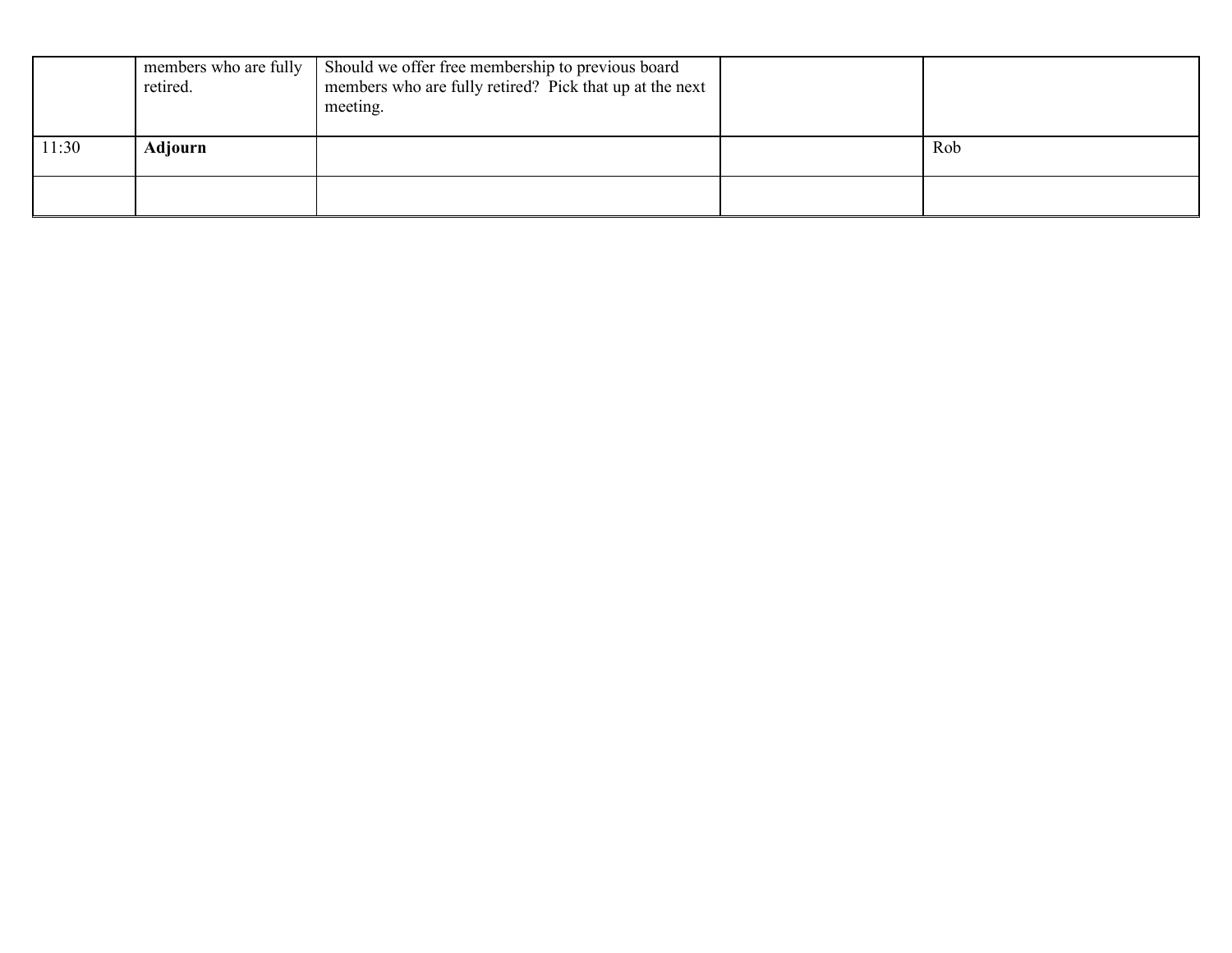|  |  |  |  |  |
| --- | --- | --- | --- | --- |
|  | members who are fully retired. | Should we offer free membership to previous board members who are fully retired? Pick that up at the next meeting. |  |  |
| 11:30 | **Adjourn** |  |  | Rob |
|  |  |  |  |  |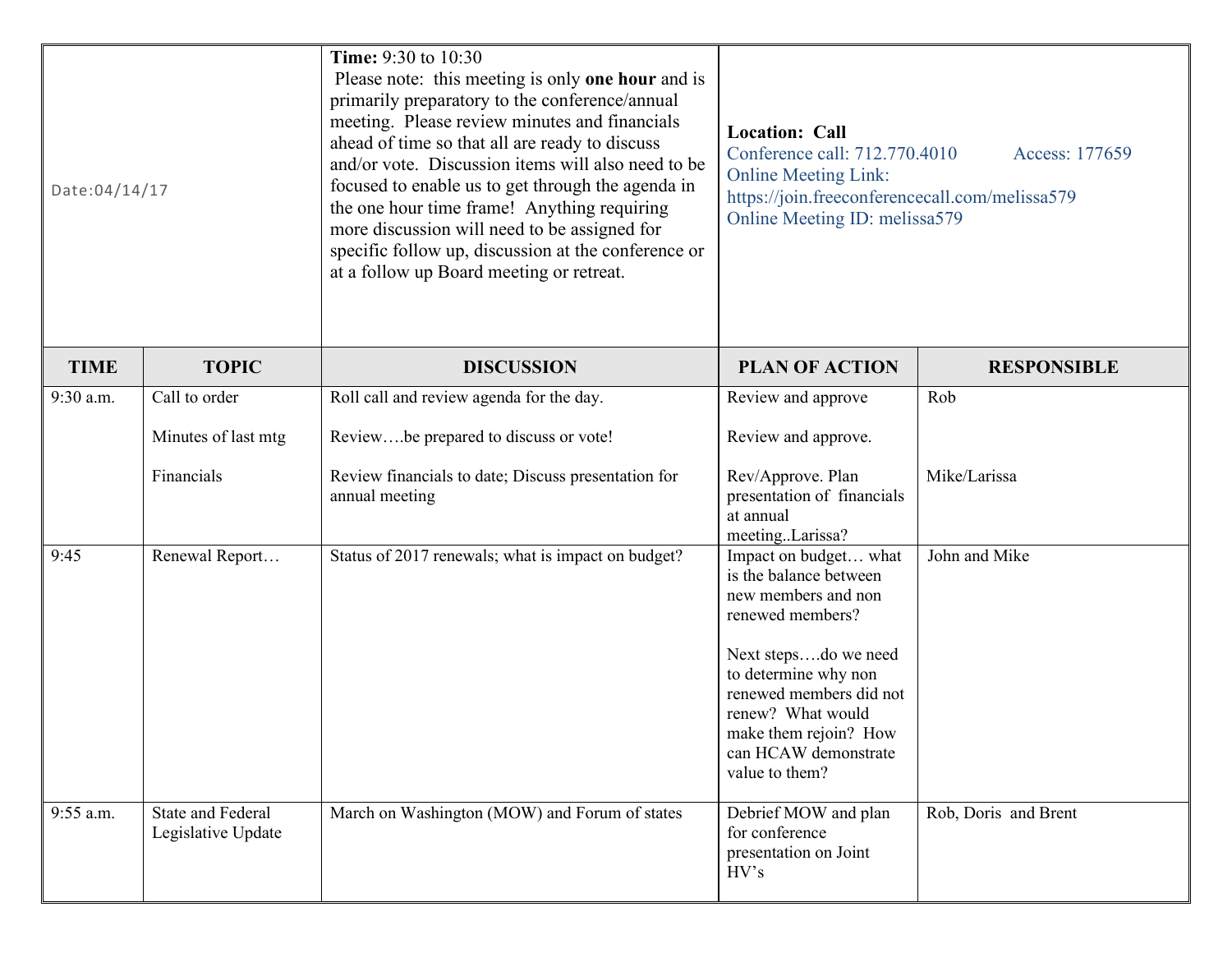| Date:04/14/17 | **Time:** 9:30 to 10:30<br>Please note: this meeting is only **one hour** and is primarily preparatory to the conference/annual meeting. Please review minutes and financials ahead of time so that all are ready to discuss and/or vote. Discussion items will also need to be focused to enable us to get through the agenda in the one hour time frame! Anything requiring more discussion will need to be assigned for specific follow up, discussion at the conference or at a follow up Board meeting or retreat. | **Location: Call**<br>Conference call: 712.770.4010 Access: 177659<br>Online Meeting Link: https://join.freeconferencecall.com/melissa579<br>Online Meeting ID: melissa579 |
|---|---|---|

| TIME | TOPIC | DISCUSSION | PLAN OF ACTION | RESPONSIBLE |
|---|---|---|---|---|
| 9:30 a.m. | Call to order<br><br>Minutes of last mtg<br><br>Financials | Roll call and review agenda for the day.<br><br>Review….be prepared to discuss or vote!<br><br>Review financials to date; Discuss presentation for annual meeting | Review and approve<br><br>Review and approve.<br><br>Rev/Approve. Plan presentation of financials at annual meeting..Larissa? | Rob<br><br><br><br>Mike/Larissa |
| 9:45 | Renewal Report… | Status of 2017 renewals; what is impact on budget? | Impact on budget… what is the balance between new members and non renewed members?<br><br>Next steps….do we need to determine why non renewed members did not renew? What would make them rejoin? How can HCAW demonstrate value to them? | John and Mike |
| 9:55 a.m. | State and Federal Legislative Update | March on Washington (MOW) and Forum of states | Debrief MOW and plan for conference presentation on Joint HV's | Rob, Doris and Brent |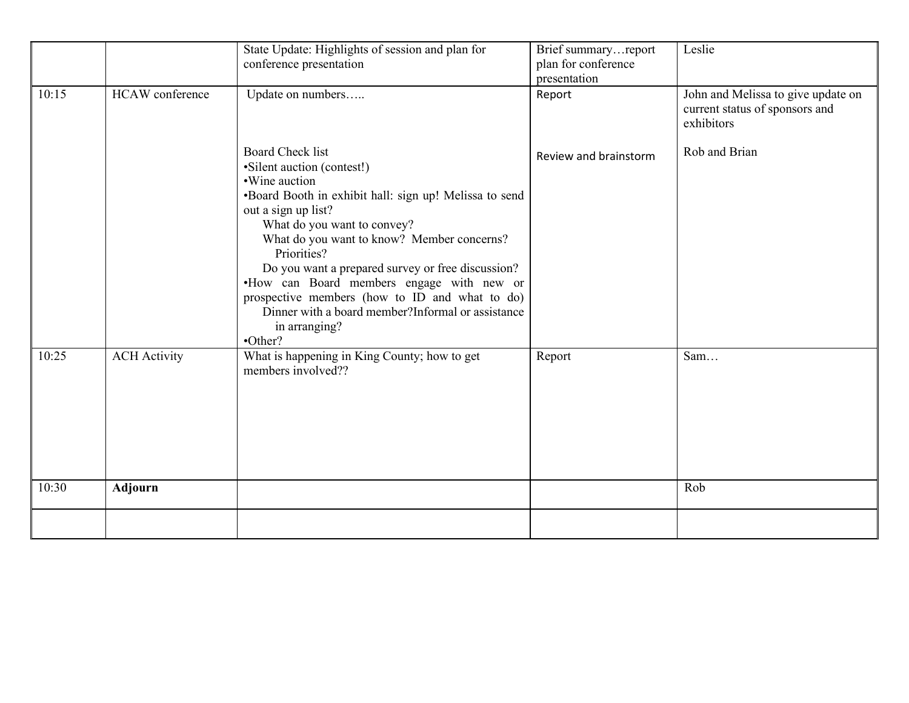| | | | | |
|---|---|---|---|---|
| | | State Update: Highlights of session and plan for conference presentation | Brief summary…report plan for conference presentation | Leslie |
| 10:15 | HCAW conference | Update on numbers…..<br><br>Board Check list<br>•Silent auction (contest!)<br>•Wine auction<br>•Board Booth in exhibit hall: sign up! Melissa to send out a sign up list?<br>What do you want to convey?<br>What do you want to know? Member concerns? Priorities?<br>Do you want a prepared survey or free discussion?<br>•How can Board members engage with new or prospective members (how to ID and what to do)<br>Dinner with a board member?Informal or assistance in arranging?<br>•Other? | Report<br><br>Review and brainstorm | John and Melissa to give update on current status of sponsors and exhibitors<br><br>Rob and Brian |
| 10:25 | ACH Activity | What is happening in King County; how to get members involved?? | Report | Sam… |
| 10:30 | **Adjourn** | | | Rob |
| | | | | |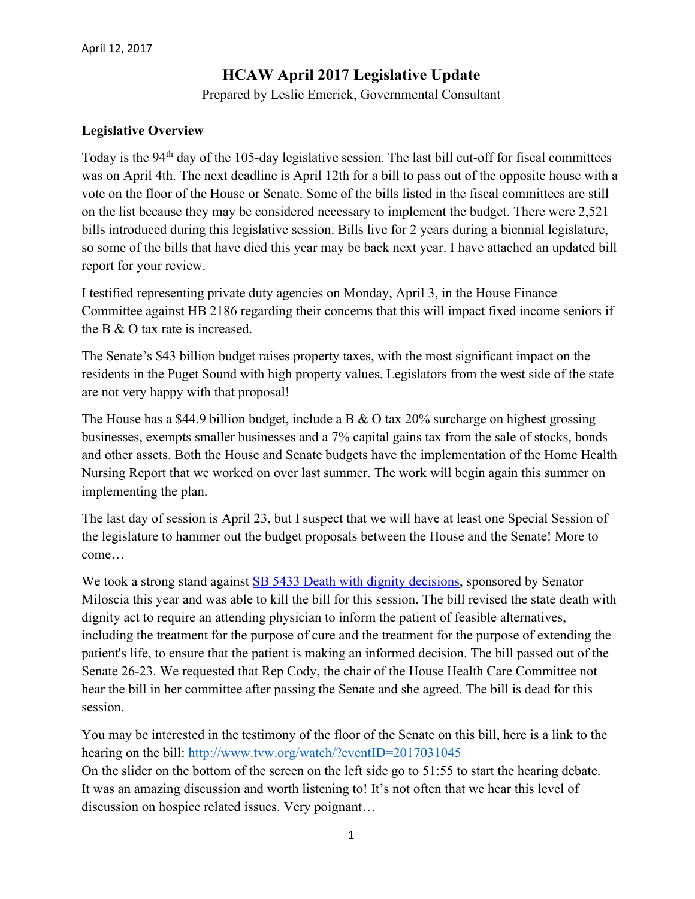April 12, 2017

# HCAW April 2017 Legislative Update

Prepared by Leslie Emerick, Governmental Consultant

**Legislative Overview**

Today is the 94th day of the 105-day legislative session. The last bill cut-off for fiscal committees was on April 4th. The next deadline is April 12th for a bill to pass out of the opposite house with a vote on the floor of the House or Senate. Some of the bills listed in the fiscal committees are still on the list because they may be considered necessary to implement the budget. There were 2,521 bills introduced during this legislative session. Bills live for 2 years during a biennial legislature, so some of the bills that have died this year may be back next year. I have attached an updated bill report for your review.

I testified representing private duty agencies on Monday, April 3, in the House Finance Committee against HB 2186 regarding their concerns that this will impact fixed income seniors if the B & O tax rate is increased.

The Senate's $43 billion budget raises property taxes, with the most significant impact on the residents in the Puget Sound with high property values. Legislators from the west side of the state are not very happy with that proposal!

The House has a $44.9 billion budget, include a B & O tax 20% surcharge on highest grossing businesses, exempts smaller businesses and a 7% capital gains tax from the sale of stocks, bonds and other assets. Both the House and Senate budgets have the implementation of the Home Health Nursing Report that we worked on over last summer. The work will begin again this summer on implementing the plan.

The last day of session is April 23, but I suspect that we will have at least one Special Session of the legislature to hammer out the budget proposals between the House and the Senate! More to come…

We took a strong stand against SB 5433 Death with dignity decisions, sponsored by Senator Miloscia this year and was able to kill the bill for this session. The bill revised the state death with dignity act to require an attending physician to inform the patient of feasible alternatives, including the treatment for the purpose of cure and the treatment for the purpose of extending the patient's life, to ensure that the patient is making an informed decision. The bill passed out of the Senate 26-23. We requested that Rep Cody, the chair of the House Health Care Committee not hear the bill in her committee after passing the Senate and she agreed. The bill is dead for this session.

You may be interested in the testimony of the floor of the Senate on this bill, here is a link to the hearing on the bill: http://www.tvw.org/watch/?eventID=2017031045
On the slider on the bottom of the screen on the left side go to 51:55 to start the hearing debate. It was an amazing discussion and worth listening to! It's not often that we hear this level of discussion on hospice related issues. Very poignant…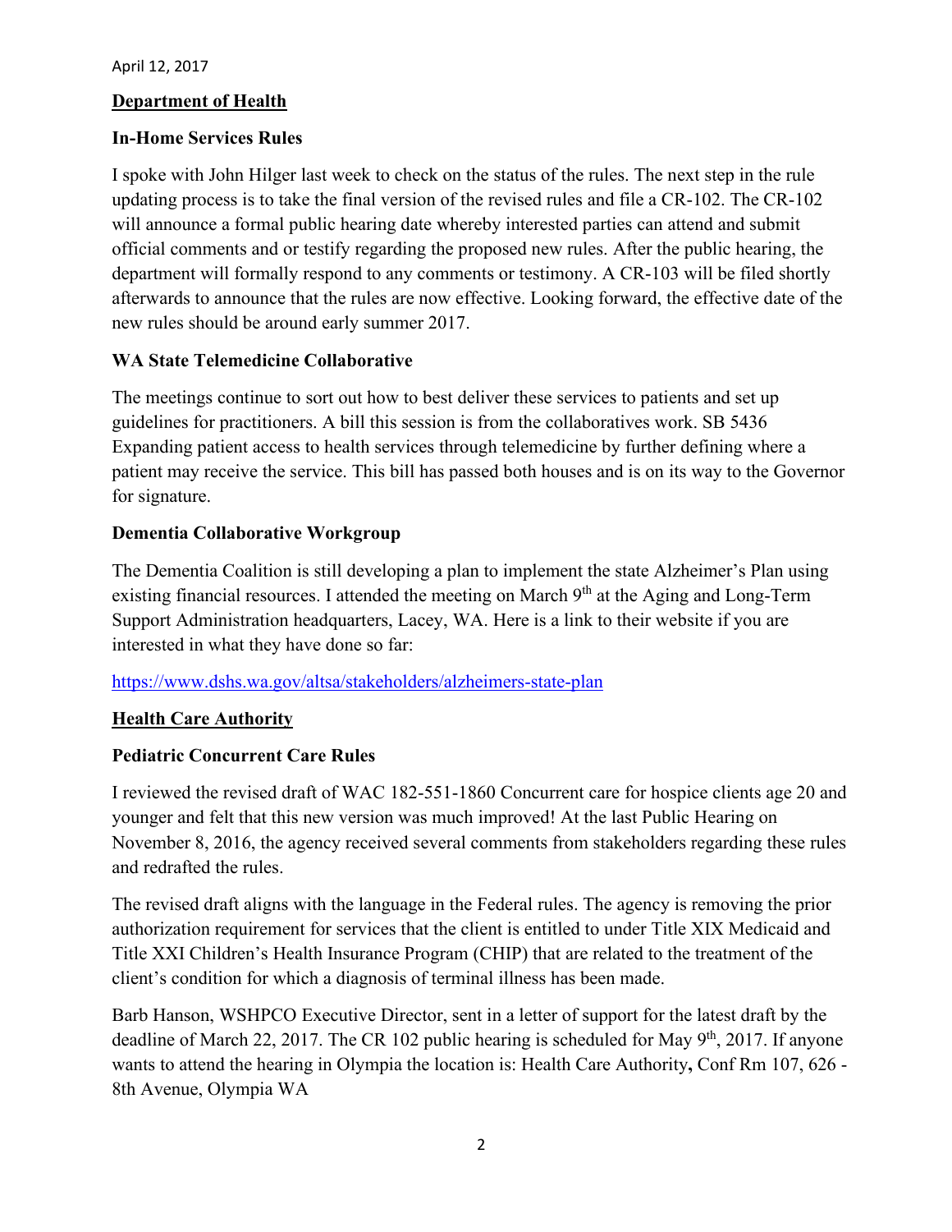April 12, 2017

## Department of Health

### In-Home Services Rules

I spoke with John Hilger last week to check on the status of the rules. The next step in the rule updating process is to take the final version of the revised rules and file a CR-102. The CR-102 will announce a formal public hearing date whereby interested parties can attend and submit official comments and or testify regarding the proposed new rules. After the public hearing, the department will formally respond to any comments or testimony. A CR-103 will be filed shortly afterwards to announce that the rules are now effective. Looking forward, the effective date of the new rules should be around early summer 2017.

### WA State Telemedicine Collaborative

The meetings continue to sort out how to best deliver these services to patients and set up guidelines for practitioners. A bill this session is from the collaboratives work. SB 5436 Expanding patient access to health services through telemedicine by further defining where a patient may receive the service. This bill has passed both houses and is on its way to the Governor for signature.

### Dementia Collaborative Workgroup

The Dementia Coalition is still developing a plan to implement the state Alzheimer's Plan using existing financial resources. I attended the meeting on March 9th at the Aging and Long-Term Support Administration headquarters, Lacey, WA. Here is a link to their website if you are interested in what they have done so far:

https://www.dshs.wa.gov/altsa/stakeholders/alzheimers-state-plan

## Health Care Authority

### Pediatric Concurrent Care Rules

I reviewed the revised draft of WAC 182-551-1860 Concurrent care for hospice clients age 20 and younger and felt that this new version was much improved! At the last Public Hearing on November 8, 2016, the agency received several comments from stakeholders regarding these rules and redrafted the rules.

The revised draft aligns with the language in the Federal rules. The agency is removing the prior authorization requirement for services that the client is entitled to under Title XIX Medicaid and Title XXI Children's Health Insurance Program (CHIP) that are related to the treatment of the client's condition for which a diagnosis of terminal illness has been made.

Barb Hanson, WSHPCO Executive Director, sent in a letter of support for the latest draft by the deadline of March 22, 2017. The CR 102 public hearing is scheduled for May 9th, 2017. If anyone wants to attend the hearing in Olympia the location is: Health Care Authority**,** Conf Rm 107, 626 - 8th Avenue, Olympia WA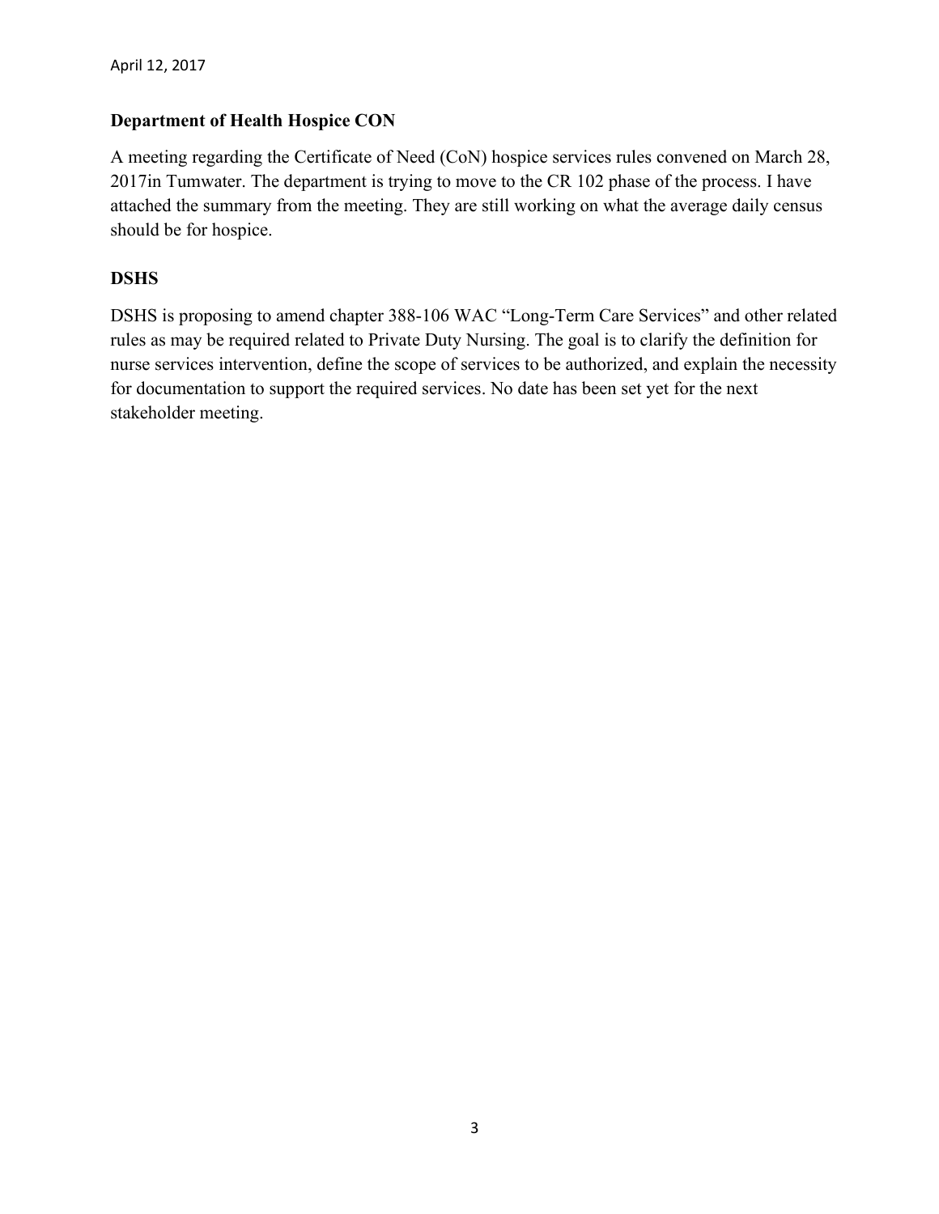**Department of Health Hospice CON**

A meeting regarding the Certificate of Need (CoN) hospice services rules convened on March 28, 2017in Tumwater. The department is trying to move to the CR 102 phase of the process. I have attached the summary from the meeting. They are still working on what the average daily census should be for hospice.

**DSHS**

DSHS is proposing to amend chapter 388-106 WAC "Long-Term Care Services" and other related rules as may be required related to Private Duty Nursing. The goal is to clarify the definition for nurse services intervention, define the scope of services to be authorized, and explain the necessity for documentation to support the required services. No date has been set yet for the next stakeholder meeting.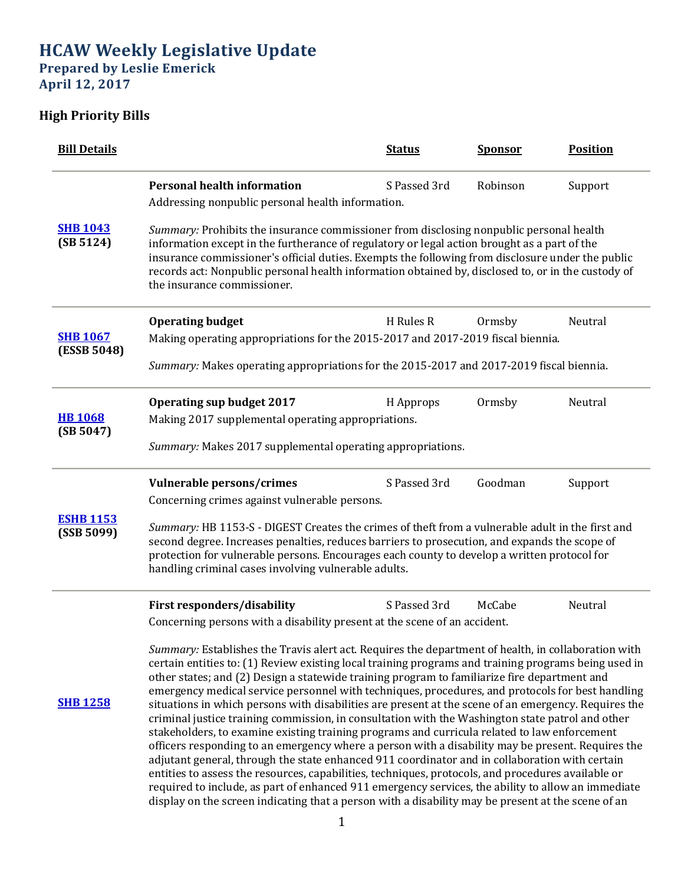# HCAW Weekly Legislative Update

## Prepared by Leslie Emerick

## April 12, 2017

### High Priority Bills

| Bill Details | | Status | Sponsor | Position |
|---|---|---|---|---|
| SHB 1043 **(SB 5124)** | **Personal health information**<br>Addressing nonpublic personal health information.<br><br>*Summary:* Prohibits the insurance commissioner from disclosing nonpublic personal health information except in the furtherance of regulatory or legal action brought as a part of the insurance commissioner's official duties. Exempts the following from disclosure under the public records act: Nonpublic personal health information obtained by, disclosed to, or in the custody of the insurance commissioner. | S Passed 3rd | Robinson | Support |
| SHB 1067 **(ESSB 5048)** | **Operating budget**<br>Making operating appropriations for the 2015-2017 and 2017-2019 fiscal biennia.<br><br>*Summary:* Makes operating appropriations for the 2015-2017 and 2017-2019 fiscal biennia. | H Rules R | Ormsby | Neutral |
| HB 1068 **(SB 5047)** | **Operating sup budget 2017**<br>Making 2017 supplemental operating appropriations.<br><br>*Summary:* Makes 2017 supplemental operating appropriations. | H Approps | Ormsby | Neutral |
| ESHB 1153 **(SSB 5099)** | **Vulnerable persons/crimes**<br>Concerning crimes against vulnerable persons.<br><br>*Summary:* HB 1153-S - DIGEST Creates the crimes of theft from a vulnerable adult in the first and second degree. Increases penalties, reduces barriers to prosecution, and expands the scope of protection for vulnerable persons. Encourages each county to develop a written protocol for handling criminal cases involving vulnerable adults. | S Passed 3rd | Goodman | Support |
| SHB 1258 | **First responders/disability**<br>Concerning persons with a disability present at the scene of an accident.<br><br>*Summary:* Establishes the Travis alert act. Requires the department of health, in collaboration with certain entities to: (1) Review existing local training programs and training programs being used in other states; and (2) Design a statewide training program to familiarize fire department and emergency medical service personnel with techniques, procedures, and protocols for best handling situations in which persons with disabilities are present at the scene of an emergency. Requires the criminal justice training commission, in consultation with the Washington state patrol and other stakeholders, to examine existing training programs and curricula related to law enforcement officers responding to an emergency where a person with a disability may be present. Requires the adjutant general, through the state enhanced 911 coordinator and in collaboration with certain entities to assess the resources, capabilities, techniques, protocols, and procedures available or required to include, as part of enhanced 911 emergency services, the ability to allow an immediate display on the screen indicating that a person with a disability may be present at the scene of an | S Passed 3rd | McCabe | Neutral |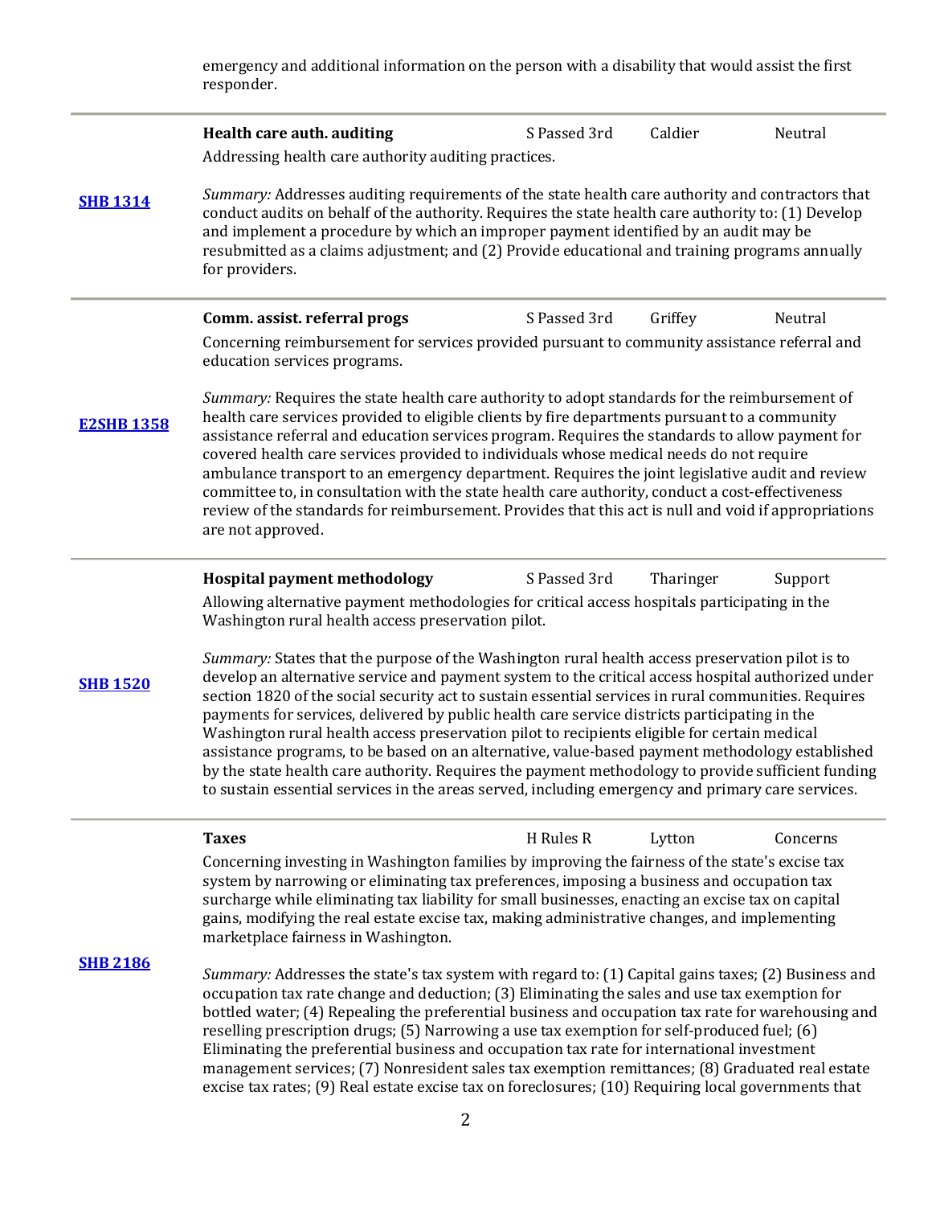emergency and additional information on the person with a disability that would assist the first responder.

---

**SHB 1314**

**Health care auth. auditing** | S Passed 3rd | Caldier | Neutral

Addressing health care authority auditing practices.

*Summary:* Addresses auditing requirements of the state health care authority and contractors that conduct audits on behalf of the authority. Requires the state health care authority to: (1) Develop and implement a procedure by which an improper payment identified by an audit may be resubmitted as a claims adjustment; and (2) Provide educational and training programs annually for providers.

---

**E2SHB 1358**

**Comm. assist. referral progs** | S Passed 3rd | Griffey | Neutral

Concerning reimbursement for services provided pursuant to community assistance referral and education services programs.

*Summary:* Requires the state health care authority to adopt standards for the reimbursement of health care services provided to eligible clients by fire departments pursuant to a community assistance referral and education services program. Requires the standards to allow payment for covered health care services provided to individuals whose medical needs do not require ambulance transport to an emergency department. Requires the joint legislative audit and review committee to, in consultation with the state health care authority, conduct a cost-effectiveness review of the standards for reimbursement. Provides that this act is null and void if appropriations are not approved.

---

**SHB 1520**

**Hospital payment methodology** | S Passed 3rd | Tharinger | Support

Allowing alternative payment methodologies for critical access hospitals participating in the Washington rural health access preservation pilot.

*Summary:* States that the purpose of the Washington rural health access preservation pilot is to develop an alternative service and payment system to the critical access hospital authorized under section 1820 of the social security act to sustain essential services in rural communities. Requires payments for services, delivered by public health care service districts participating in the Washington rural health access preservation pilot to recipients eligible for certain medical assistance programs, to be based on an alternative, value-based payment methodology established by the state health care authority. Requires the payment methodology to provide sufficient funding to sustain essential services in the areas served, including emergency and primary care services.

---

**SHB 2186**

**Taxes** | H Rules R | Lytton | Concerns

Concerning investing in Washington families by improving the fairness of the state's excise tax system by narrowing or eliminating tax preferences, imposing a business and occupation tax surcharge while eliminating tax liability for small businesses, enacting an excise tax on capital gains, modifying the real estate excise tax, making administrative changes, and implementing marketplace fairness in Washington.

*Summary:* Addresses the state's tax system with regard to: (1) Capital gains taxes; (2) Business and occupation tax rate change and deduction; (3) Eliminating the sales and use tax exemption for bottled water; (4) Repealing the preferential business and occupation tax rate for warehousing and reselling prescription drugs; (5) Narrowing a use tax exemption for self-produced fuel; (6) Eliminating the preferential business and occupation tax rate for international investment management services; (7) Nonresident sales tax exemption remittances; (8) Graduated real estate excise tax rates; (9) Real estate excise tax on foreclosures; (10) Requiring local governments that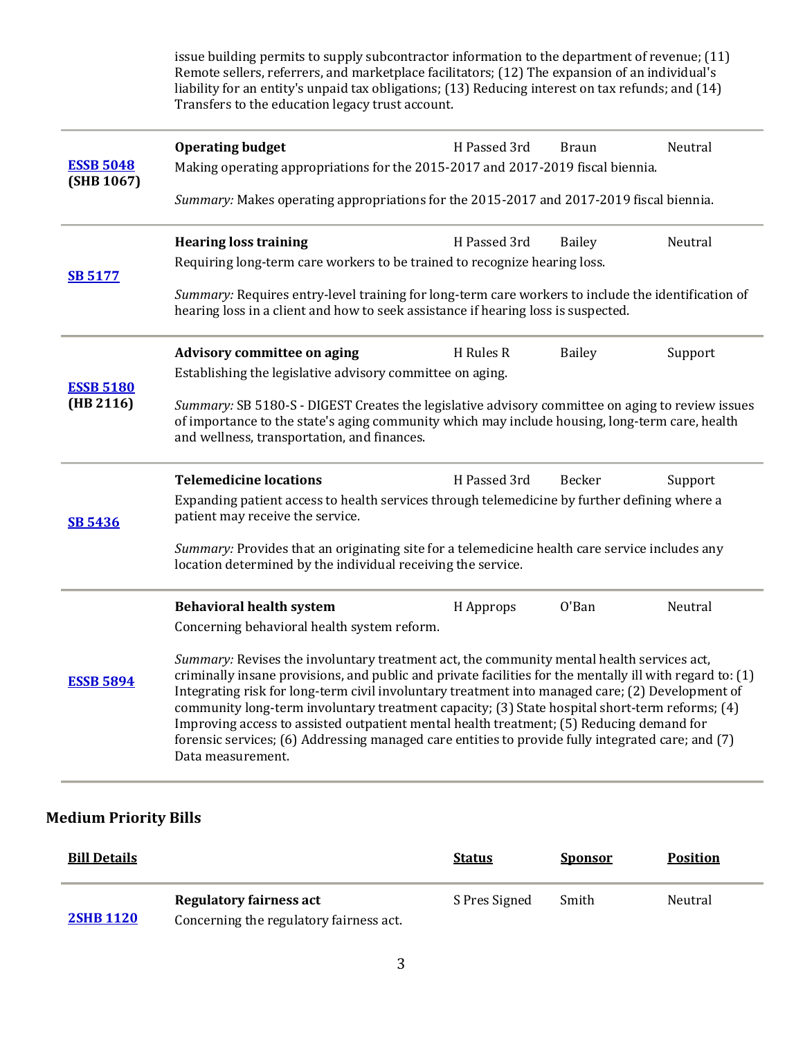issue building permits to supply subcontractor information to the department of revenue; (11) Remote sellers, referrers, and marketplace facilitators; (12) The expansion of an individual's liability for an entity's unpaid tax obligations; (13) Reducing interest on tax refunds; and (14) Transfers to the education legacy trust account.

| Bill Details | | Status | Sponsor | Position |
|---|---|---|---|---|
| **ESSB 5048** **(SHB 1067)** | **Operating budget**<br>Making operating appropriations for the 2015-2017 and 2017-2019 fiscal biennia.<br><br>*Summary:* Makes operating appropriations for the 2015-2017 and 2017-2019 fiscal biennia. | H Passed 3rd | Braun | Neutral |
| **SB 5177** | **Hearing loss training**<br>Requiring long-term care workers to be trained to recognize hearing loss.<br><br>*Summary:* Requires entry-level training for long-term care workers to include the identification of hearing loss in a client and how to seek assistance if hearing loss is suspected. | H Passed 3rd | Bailey | Neutral |
| **ESSB 5180** **(HB 2116)** | **Advisory committee on aging**<br>Establishing the legislative advisory committee on aging.<br><br>*Summary:* SB 5180-S - DIGEST Creates the legislative advisory committee on aging to review issues of importance to the state's aging community which may include housing, long-term care, health and wellness, transportation, and finances. | H Rules R | Bailey | Support |
| **SB 5436** | **Telemedicine locations**<br>Expanding patient access to health services through telemedicine by further defining where a patient may receive the service.<br><br>*Summary:* Provides that an originating site for a telemedicine health care service includes any location determined by the individual receiving the service. | H Passed 3rd | Becker | Support |
| **ESSB 5894** | **Behavioral health system**<br>Concerning behavioral health system reform.<br><br>*Summary:* Revises the involuntary treatment act, the community mental health services act, criminally insane provisions, and public and private facilities for the mentally ill with regard to: (1) Integrating risk for long-term civil involuntary treatment into managed care; (2) Development of community long-term involuntary treatment capacity; (3) State hospital short-term reforms; (4) Improving access to assisted outpatient mental health treatment; (5) Reducing demand for forensic services; (6) Addressing managed care entities to provide fully integrated care; and (7) Data measurement. | H Approps | O'Ban | Neutral |

## Medium Priority Bills

| Bill Details | | Status | Sponsor | Position |
|---|---|---|---|---|
| **2SHB 1120** | **Regulatory fairness act**<br>Concerning the regulatory fairness act. | S Pres Signed | Smith | Neutral |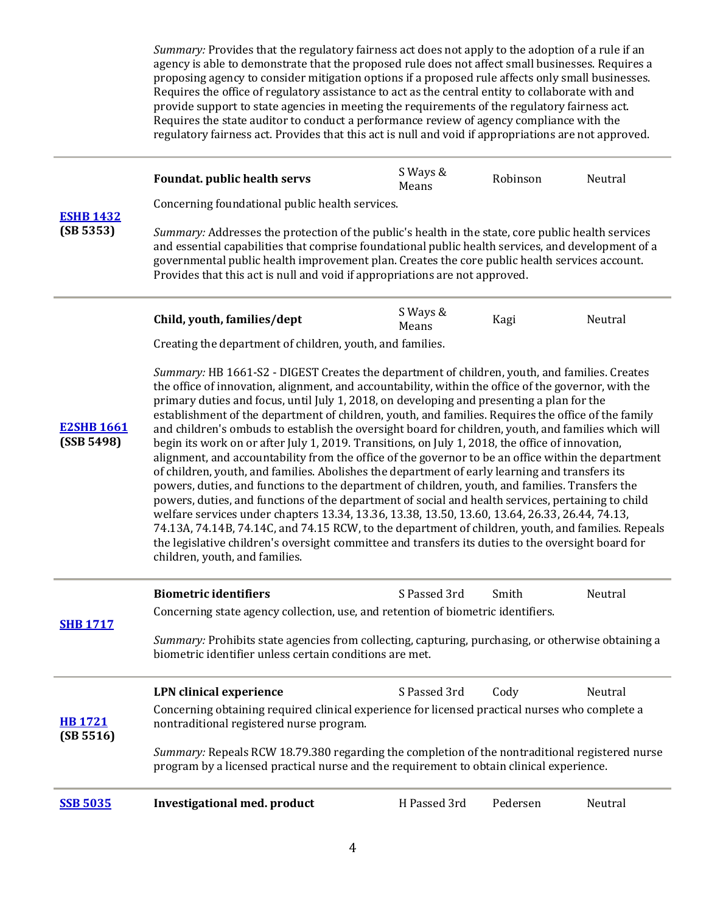*Summary:* Provides that the regulatory fairness act does not apply to the adoption of a rule if an agency is able to demonstrate that the proposed rule does not affect small businesses. Requires a proposing agency to consider mitigation options if a proposed rule affects only small businesses. Requires the office of regulatory assistance to act as the central entity to collaborate with and provide support to state agencies in meeting the requirements of the regulatory fairness act. Requires the state auditor to conduct a performance review of agency compliance with the regulatory fairness act. Provides that this act is null and void if appropriations are not approved.

---

| Bill | Title | Status | Sponsor | Position |
|---|---|---|---|---|
| **ESHB 1432** (SB 5353) | **Foundat. public health servs** | S Ways & Means | Robinson | Neutral |

Concerning foundational public health services.

*Summary:* Addresses the protection of the public's health in the state, core public health services and essential capabilities that comprise foundational public health services, and development of a governmental public health improvement plan. Creates the core public health services account. Provides that this act is null and void if appropriations are not approved.

---

| Bill | Title | Status | Sponsor | Position |
|---|---|---|---|---|
| **E2SHB 1661** (SSB 5498) | **Child, youth, families/dept** | S Ways & Means | Kagi | Neutral |

Creating the department of children, youth, and families.

*Summary:* HB 1661-S2 - DIGEST Creates the department of children, youth, and families. Creates the office of innovation, alignment, and accountability, within the office of the governor, with the primary duties and focus, until July 1, 2018, on developing and presenting a plan for the establishment of the department of children, youth, and families. Requires the office of the family and children's ombuds to establish the oversight board for children, youth, and families which will begin its work on or after July 1, 2019. Transitions, on July 1, 2018, the office of innovation, alignment, and accountability from the office of the governor to be an office within the department of children, youth, and families. Abolishes the department of early learning and transfers its powers, duties, and functions to the department of children, youth, and families. Transfers the powers, duties, and functions of the department of social and health services, pertaining to child welfare services under chapters 13.34, 13.36, 13.38, 13.50, 13.60, 13.64, 26.33, 26.44, 74.13, 74.13A, 74.14B, 74.14C, and 74.15 RCW, to the department of children, youth, and families. Repeals the legislative children's oversight committee and transfers its duties to the oversight board for children, youth, and families.

---

| Bill | Title | Status | Sponsor | Position |
|---|---|---|---|---|
| **SHB 1717** | **Biometric identifiers** | S Passed 3rd | Smith | Neutral |

Concerning state agency collection, use, and retention of biometric identifiers.

*Summary:* Prohibits state agencies from collecting, capturing, purchasing, or otherwise obtaining a biometric identifier unless certain conditions are met.

---

| Bill | Title | Status | Sponsor | Position |
|---|---|---|---|---|
| **HB 1721** (SB 5516) | **LPN clinical experience** | S Passed 3rd | Cody | Neutral |

Concerning obtaining required clinical experience for licensed practical nurses who complete a nontraditional registered nurse program.

*Summary:* Repeals RCW 18.79.380 regarding the completion of the nontraditional registered nurse program by a licensed practical nurse and the requirement to obtain clinical experience.

---

| Bill | Title | Status | Sponsor | Position |
|---|---|---|---|---|
| **SSB 5035** | **Investigational med. product** | H Passed 3rd | Pedersen | Neutral |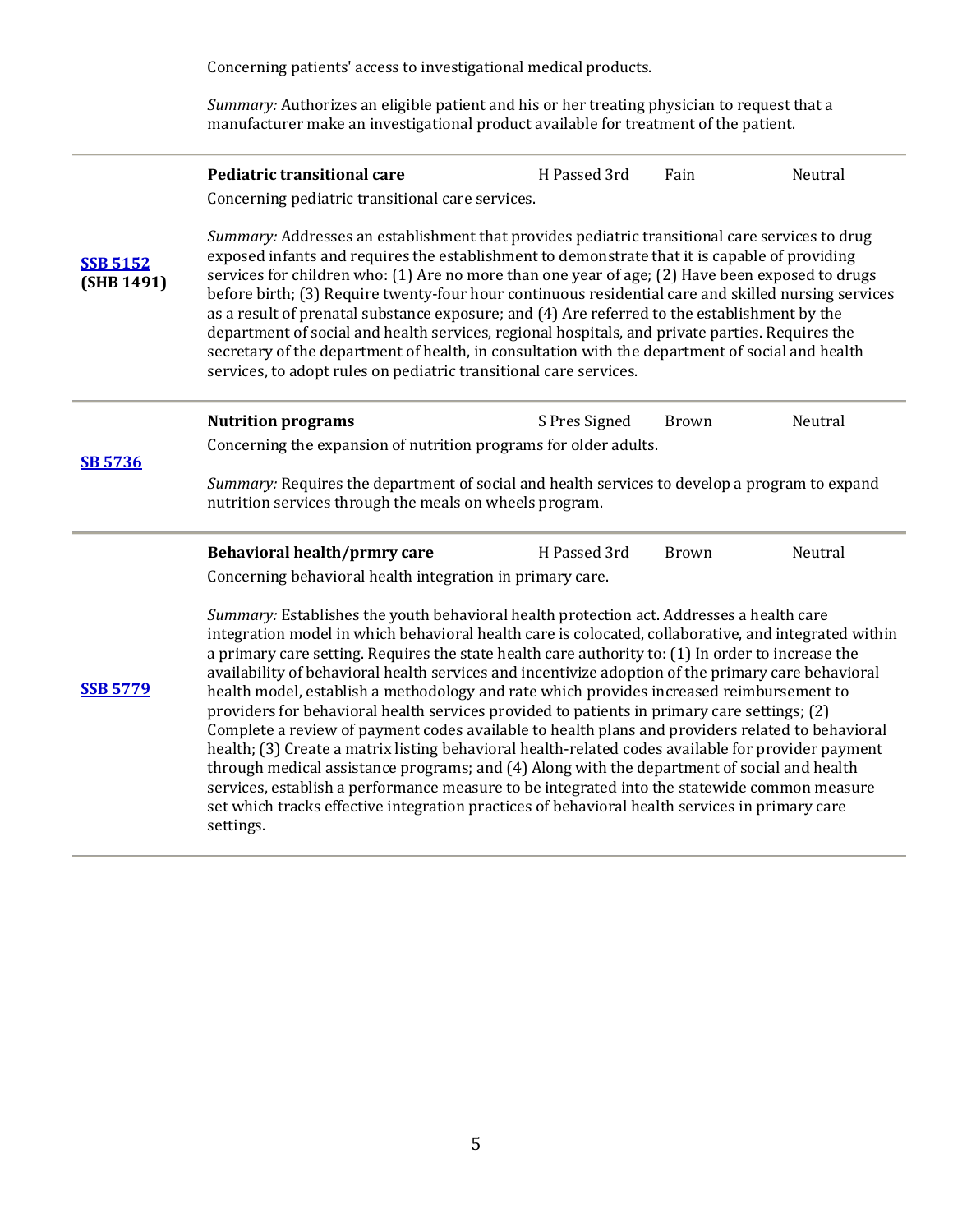Concerning patients' access to investigational medical products.

*Summary:* Authorizes an eligible patient and his or her treating physician to request that a manufacturer make an investigational product available for treatment of the patient.

| | | | | |
|---|---|---|---|---|
| **SSB 5152** **(SHB 1491)** | **Pediatric transitional care**<br>Concerning pediatric transitional care services.<br><br>*Summary:* Addresses an establishment that provides pediatric transitional care services to drug exposed infants and requires the establishment to demonstrate that it is capable of providing services for children who: (1) Are no more than one year of age; (2) Have been exposed to drugs before birth; (3) Require twenty-four hour continuous residential care and skilled nursing services as a result of prenatal substance exposure; and (4) Are referred to the establishment by the department of social and health services, regional hospitals, and private parties. Requires the secretary of the department of health, in consultation with the department of social and health services, to adopt rules on pediatric transitional care services. | H Passed 3rd | Fain | Neutral |
| **SB 5736** | **Nutrition programs**<br>Concerning the expansion of nutrition programs for older adults.<br><br>*Summary:* Requires the department of social and health services to develop a program to expand nutrition services through the meals on wheels program. | S Pres Signed | Brown | Neutral |
| **SSB 5779** | **Behavioral health/prmry care**<br>Concerning behavioral health integration in primary care.<br><br>*Summary:* Establishes the youth behavioral health protection act. Addresses a health care integration model in which behavioral health care is colocated, collaborative, and integrated within a primary care setting. Requires the state health care authority to: (1) In order to increase the availability of behavioral health services and incentivize adoption of the primary care behavioral health model, establish a methodology and rate which provides increased reimbursement to providers for behavioral health services provided to patients in primary care settings; (2) Complete a review of payment codes available to health plans and providers related to behavioral health; (3) Create a matrix listing behavioral health-related codes available for provider payment through medical assistance programs; and (4) Along with the department of social and health services, establish a performance measure to be integrated into the statewide common measure set which tracks effective integration practices of behavioral health services in primary care settings. | H Passed 3rd | Brown | Neutral |